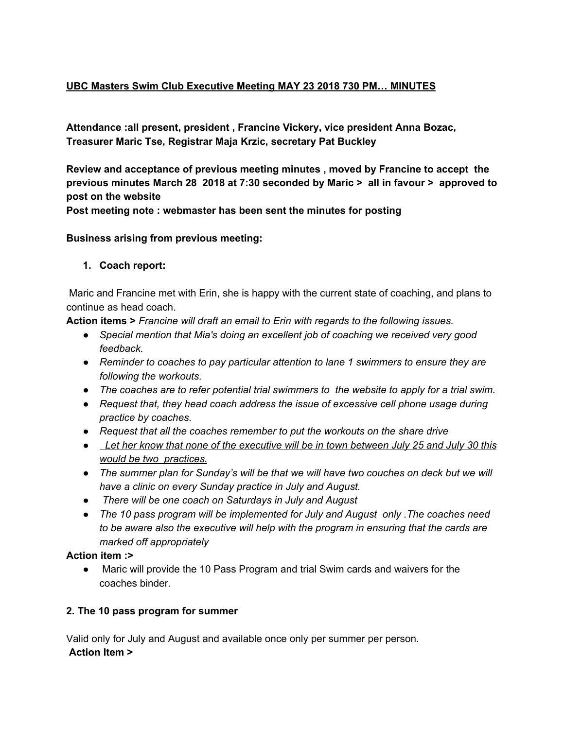**UBC Masters Swim Club Executive Meeting MAY 23 2018 730 PM… MINUTES**

**Attendance :all present, president , Francine Vickery, vice president Anna Bozac, Treasurer Maric Tse, Registrar Maja Krzic, secretary Pat Buckley**

**Review and acceptance of previous meeting minutes , moved by Francine to accept the previous minutes March 28 2018 at 7:30 seconded by Maric > all in favour > approved to post on the website**
**Post meeting note : webmaster has been sent the minutes for posting**

**Business arising from previous meeting:**

1. **Coach report:**

Maric and Francine met with Erin, she is happy with the current state of coaching, and plans to continue as head coach.
**Action items >** *Francine will draft an email to Erin with regards to the following issues.*

- *Special mention that Mia's doing an excellent job of coaching we received very good feedback.*
- *Reminder to coaches to pay particular attention to lane 1 swimmers to ensure they are following the workouts.*
- *The coaches are to refer potential trial swimmers to the website to apply for a trial swim.*
- *Request that, they head coach address the issue of excessive cell phone usage during practice by coaches.*
- *Request that all the coaches remember to put the workouts on the share drive*
- <u>*Let her know that none of the executive will be in town between July 25 and July 30 this would be two practices.*</u>
- *The summer plan for Sunday's will be that we will have two couches on deck but we will have a clinic on every Sunday practice in July and August.*
- *There will be one coach on Saturdays in July and August*
- *The 10 pass program will be implemented for July and August only .The coaches need to be aware also the executive will help with the program in ensuring that the cards are marked off appropriately*

**Action item :>**

- Maric will provide the 10 Pass Program and trial Swim cards and waivers for the coaches binder.

**2. The 10 pass program for summer**

Valid only for July and August and available once only per summer per person.
**Action Item >**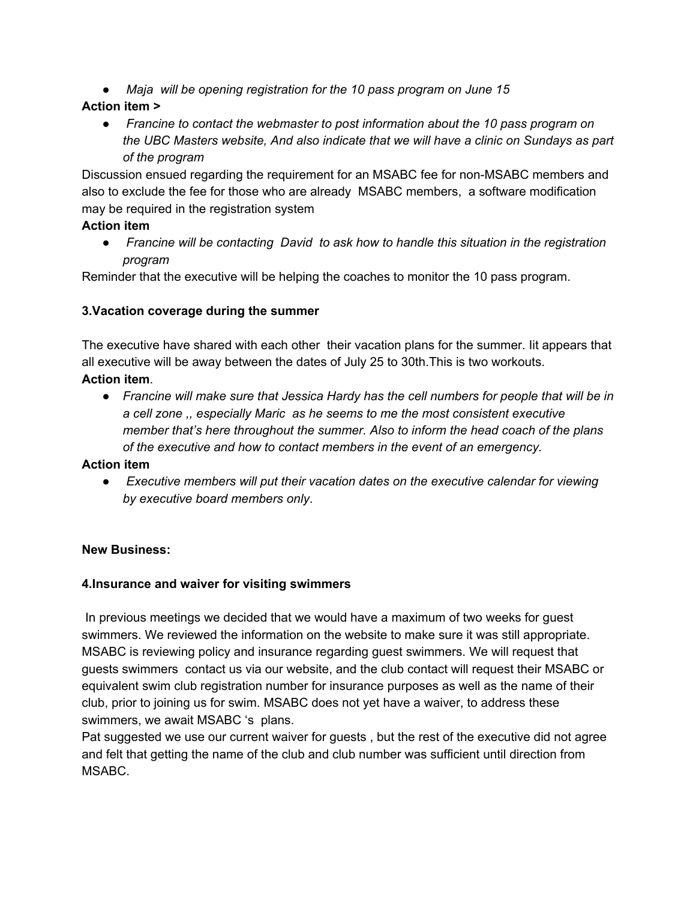- *Maja will be opening registration for the 10 pass program on June 15*

**Action item >**

- *Francine to contact the webmaster to post information about the 10 pass program on the UBC Masters website, And also indicate that we will have a clinic on Sundays as part of the program*

Discussion ensued regarding the requirement for an MSABC fee for non-MSABC members and also to exclude the fee for those who are already MSABC members, a software modification may be required in the registration system

**Action item**

- *Francine will be contacting David to ask how to handle this situation in the registration program*

Reminder that the executive will be helping the coaches to monitor the 10 pass program.

**3.Vacation coverage during the summer**

The executive have shared with each other their vacation plans for the summer. Iit appears that all executive will be away between the dates of July 25 to 30th.This is two workouts.

**Action item**.

- *Francine will make sure that Jessica Hardy has the cell numbers for people that will be in a cell zone ,, especially Maric as he seems to me the most consistent executive member that's here throughout the summer. Also to inform the head coach of the plans of the executive and how to contact members in the event of an emergency.*

**Action item**

- *Executive members will put their vacation dates on the executive calendar for viewing by executive board members only*.

**New Business:**

**4.Insurance and waiver for visiting swimmers**

In previous meetings we decided that we would have a maximum of two weeks for guest swimmers. We reviewed the information on the website to make sure it was still appropriate. MSABC is reviewing policy and insurance regarding guest swimmers. We will request that guests swimmers contact us via our website, and the club contact will request their MSABC or equivalent swim club registration number for insurance purposes as well as the name of their club, prior to joining us for swim. MSABC does not yet have a waiver, to address these swimmers, we await MSABC 's plans.

Pat suggested we use our current waiver for guests , but the rest of the executive did not agree and felt that getting the name of the club and club number was sufficient until direction from MSABC.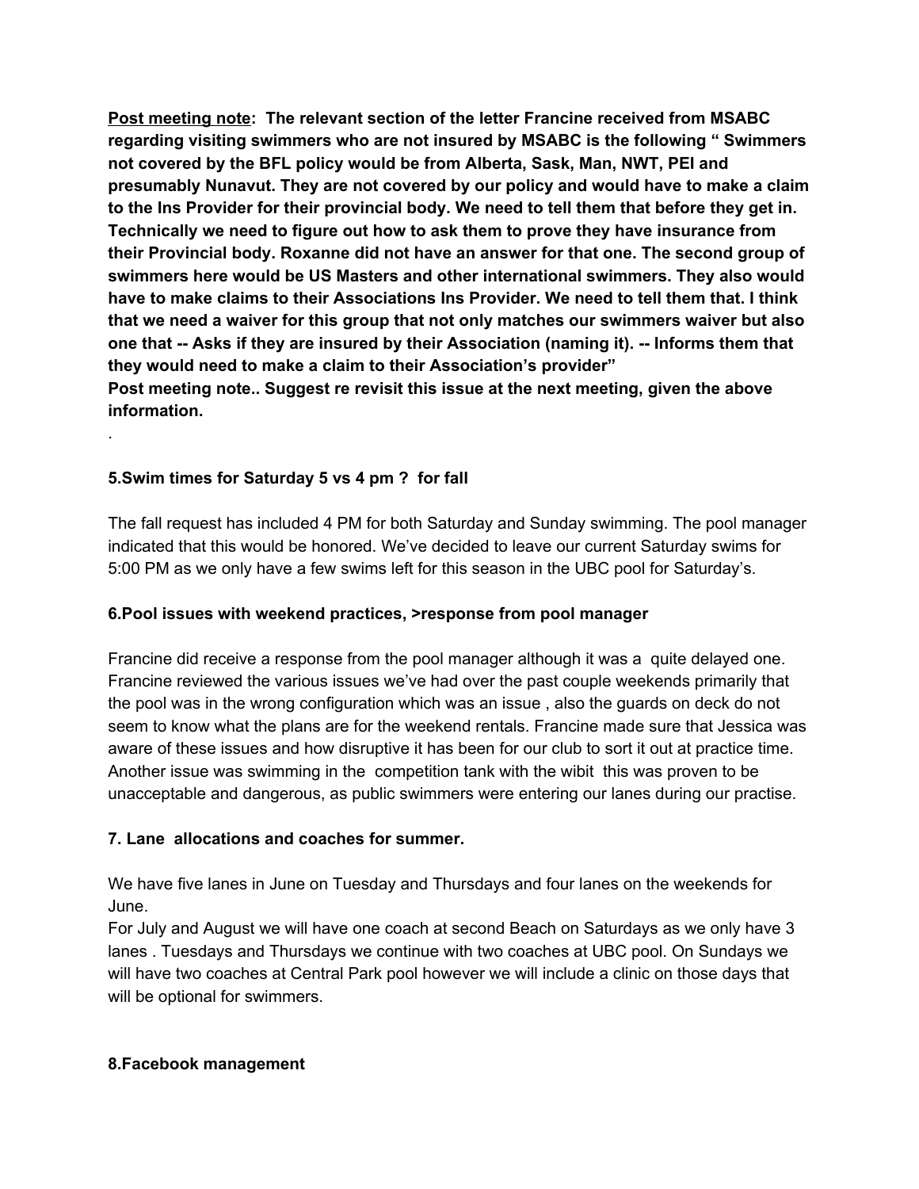**<u>Post meeting note</u>: The relevant section of the letter Francine received from MSABC regarding visiting swimmers who are not insured by MSABC is the following " Swimmers not covered by the BFL policy would be from Alberta, Sask, Man, NWT, PEI and presumably Nunavut. They are not covered by our policy and would have to make a claim to the Ins Provider for their provincial body. We need to tell them that before they get in. Technically we need to figure out how to ask them to prove they have insurance from their Provincial body. Roxanne did not have an answer for that one. The second group of swimmers here would be US Masters and other international swimmers. They also would have to make claims to their Associations Ins Provider. We need to tell them that. I think that we need a waiver for this group that not only matches our swimmers waiver but also one that -- Asks if they are insured by their Association (naming it). -- Informs them that they would need to make a claim to their Association's provider"**
**Post meeting note.. Suggest re revisit this issue at the next meeting, given the above information.**

.

**5.Swim times for Saturday 5 vs 4 pm ? for fall**

The fall request has included 4 PM for both Saturday and Sunday swimming. The pool manager indicated that this would be honored. We've decided to leave our current Saturday swims for 5:00 PM as we only have a few swims left for this season in the UBC pool for Saturday's.

**6.Pool issues with weekend practices, >response from pool manager**

Francine did receive a response from the pool manager although it was a quite delayed one. Francine reviewed the various issues we've had over the past couple weekends primarily that the pool was in the wrong configuration which was an issue , also the guards on deck do not seem to know what the plans are for the weekend rentals. Francine made sure that Jessica was aware of these issues and how disruptive it has been for our club to sort it out at practice time. Another issue was swimming in the competition tank with the wibit this was proven to be unacceptable and dangerous, as public swimmers were entering our lanes during our practise.

**7. Lane allocations and coaches for summer.**

We have five lanes in June on Tuesday and Thursdays and four lanes on the weekends for June.
For July and August we will have one coach at second Beach on Saturdays as we only have 3 lanes . Tuesdays and Thursdays we continue with two coaches at UBC pool. On Sundays we will have two coaches at Central Park pool however we will include a clinic on those days that will be optional for swimmers.

**8.Facebook management**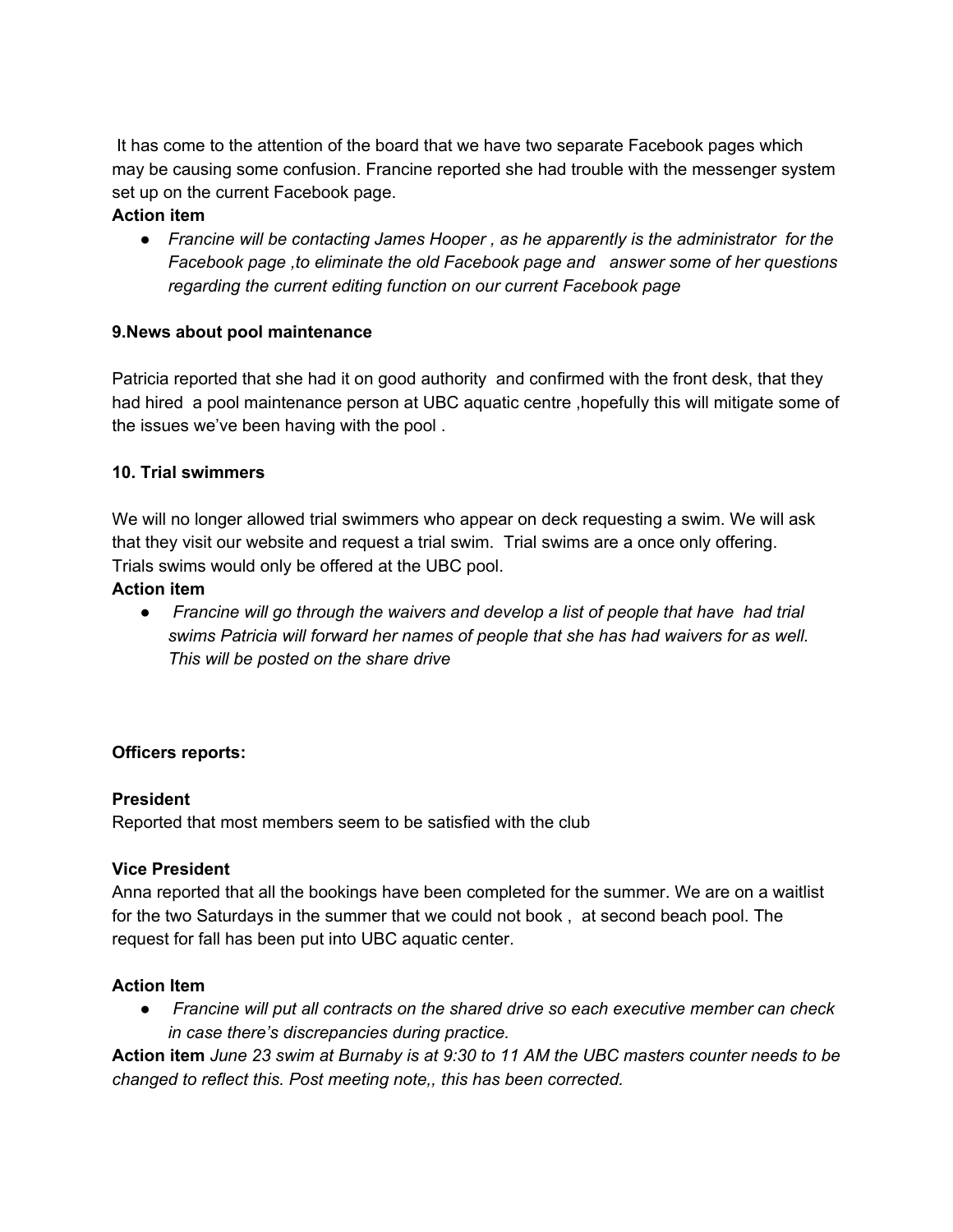It has come to the attention of the board that we have two separate Facebook pages which may be causing some confusion. Francine reported she had trouble with the messenger system set up on the current Facebook page.

**Action item**

- *Francine will be contacting James Hooper , as he apparently is the administrator for the Facebook page ,to eliminate the old Facebook page and answer some of her questions regarding the current editing function on our current Facebook page*

**9.News about pool maintenance**

Patricia reported that she had it on good authority and confirmed with the front desk, that they had hired a pool maintenance person at UBC aquatic centre ,hopefully this will mitigate some of the issues we've been having with the pool .

**10. Trial swimmers**

We will no longer allowed trial swimmers who appear on deck requesting a swim. We will ask that they visit our website and request a trial swim. Trial swims are a once only offering. Trials swims would only be offered at the UBC pool.

**Action item**

- *Francine will go through the waivers and develop a list of people that have had trial swims Patricia will forward her names of people that she has had waivers for as well. This will be posted on the share drive*

**Officers reports:**

**President**

Reported that most members seem to be satisfied with the club

**Vice President**

Anna reported that all the bookings have been completed for the summer. We are on a waitlist for the two Saturdays in the summer that we could not book , at second beach pool. The request for fall has been put into UBC aquatic center.

**Action Item**

- *Francine will put all contracts on the shared drive so each executive member can check in case there's discrepancies during practice.*

**Action item** *June 23 swim at Burnaby is at 9:30 to 11 AM the UBC masters counter needs to be changed to reflect this. Post meeting note,, this has been corrected.*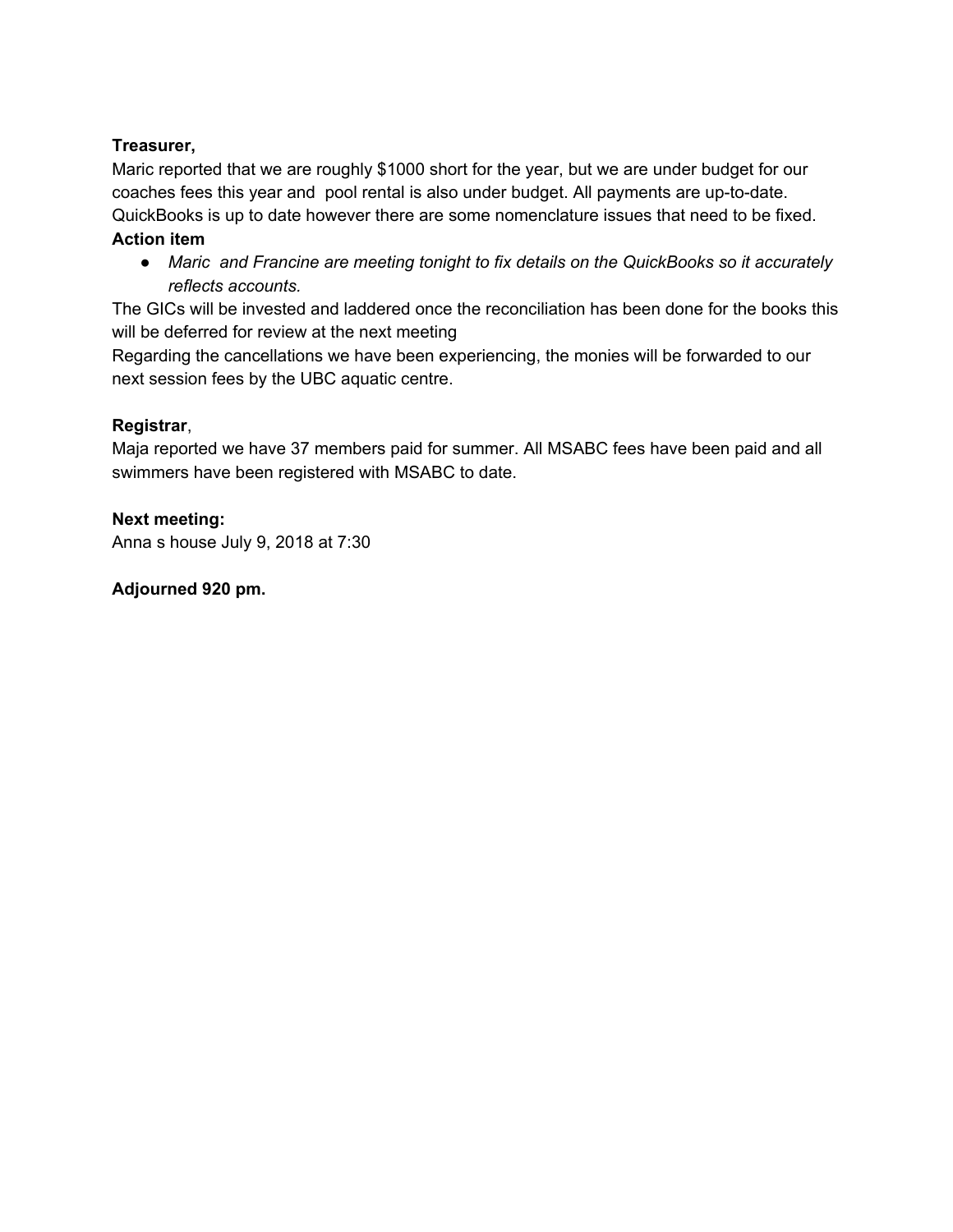**Treasurer,**

Maric reported that we are roughly $1000 short for the year, but we are under budget for our coaches fees this year and pool rental is also under budget. All payments are up-to-date. QuickBooks is up to date however there are some nomenclature issues that need to be fixed.

**Action item**

- *Maric and Francine are meeting tonight to fix details on the QuickBooks so it accurately reflects accounts.*

The GICs will be invested and laddered once the reconciliation has been done for the books this will be deferred for review at the next meeting

Regarding the cancellations we have been experiencing, the monies will be forwarded to our next session fees by the UBC aquatic centre.

**Registrar**,

Maja reported we have 37 members paid for summer. All MSABC fees have been paid and all swimmers have been registered with MSABC to date.

**Next meeting:**

Anna s house July 9, 2018 at 7:30

**Adjourned 920 pm.**